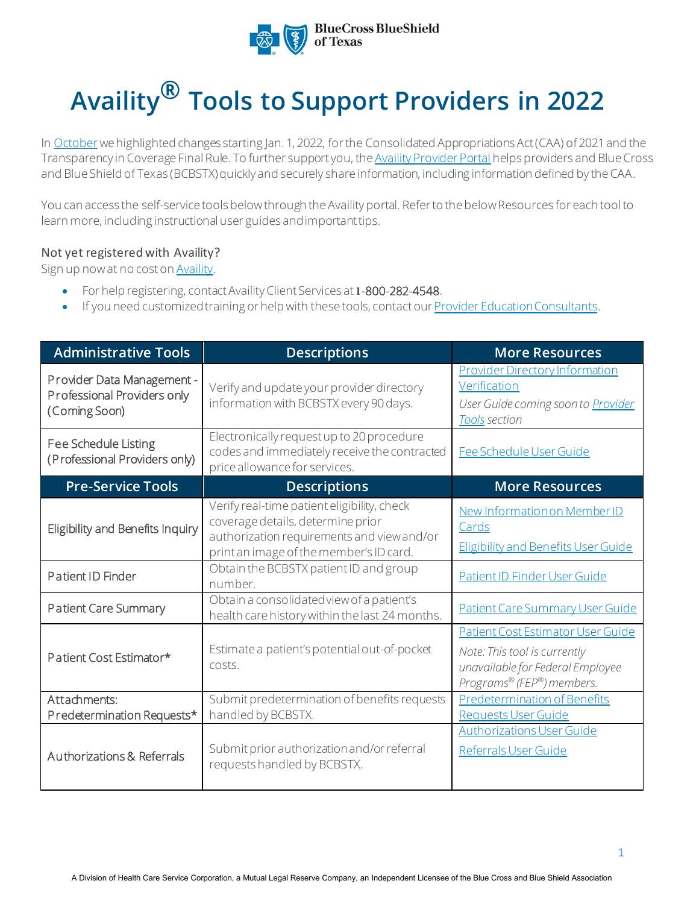# Availity® Tools to Support Providers in 2022

In October we highlighted changes starting Jan. 1, 2022, for the Consolidated Appropriations Act (CAA) of 2021 and the Transparency in Coverage Final Rule. To further support you, the Availity Provider Portal helps providers and Blue Cross and Blue Shield of Texas (BCBSTX) quickly and securely share information, including information defined by the CAA.

You can access the self-service tools below through the Availity portal. Refer to the below Resources for each tool to learn more, including instructional user guides and important tips.

### Not yet registered with Availity?

Sign up now at no cost on Availity.

- For help registering, contact Availity Client Services at 1-800-282-4548.
- If you need customized training or help with these tools, contact our Provider Education Consultants.

| Administrative Tools | Descriptions | More Resources |
|---|---|---|
| Provider Data Management - Professional Providers only (Coming Soon) | Verify and update your provider directory information with BCBSTX every 90 days. | Provider Directory Information Verification<br>*User Guide coming soon to Provider Tools section* |
| Fee Schedule Listing (Professional Providers only) | Electronically request up to 20 procedure codes and immediately receive the contracted price allowance for services. | Fee Schedule User Guide |
| **Pre-Service Tools** | **Descriptions** | **More Resources** |
| Eligibility and Benefits Inquiry | Verify real-time patient eligibility, check coverage details, determine prior authorization requirements and view and/or print an image of the member's ID card. | New Information on Member ID Cards<br>Eligibility and Benefits User Guide |
| Patient ID Finder | Obtain the BCBSTX patient ID and group number. | Patient ID Finder User Guide |
| Patient Care Summary | Obtain a consolidated view of a patient's health care history within the last 24 months. | Patient Care Summary User Guide |
| Patient Cost Estimator* | Estimate a patient's potential out-of-pocket costs. | Patient Cost Estimator User Guide<br>*Note: This tool is currently unavailable for Federal Employee Programs® (FEP®) members.* |
| Attachments: Predetermination Requests* | Submit predetermination of benefits requests handled by BCBSTX. | Predetermination of Benefits Requests User Guide |
| Authorizations & Referrals | Submit prior authorization and/or referral requests handled by BCBSTX. | Authorizations User Guide<br>Referrals User Guide |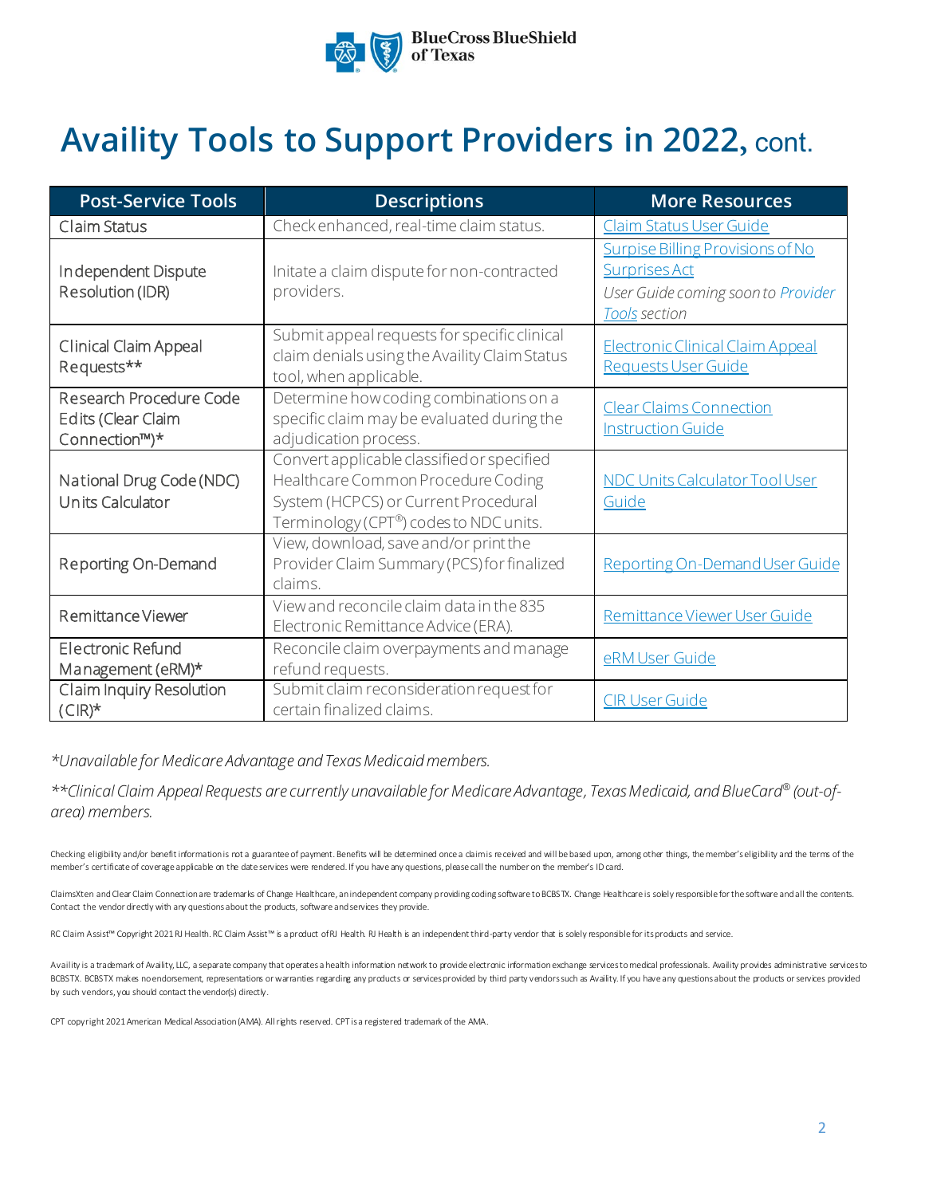# Availity Tools to Support Providers in 2022, cont.

| Post-Service Tools | Descriptions | More Resources |
|---|---|---|
| Claim Status | Check enhanced, real-time claim status. | Claim Status User Guide |
| Independent Dispute Resolution (IDR) | Initate a claim dispute for non-contracted providers. | Surpise Billing Provisions of No Surprises Act<br>*User Guide coming soon to Provider Tools section* |
| Clinical Claim Appeal Requests** | Submit appeal requests for specific clinical claim denials using the Availity Claim Status tool, when applicable. | Electronic Clinical Claim Appeal Requests User Guide |
| Research Procedure Code Edits (Clear Claim Connection™)* | Determine how coding combinations on a specific claim may be evaluated during the adjudication process. | Clear Claims Connection Instruction Guide |
| National Drug Code (NDC) Units Calculator | Convert applicable classified or specified Healthcare Common Procedure Coding System (HCPCS) or Current Procedural Terminology (CPT®) codes to NDC units. | NDC Units Calculator Tool User Guide |
| Reporting On-Demand | View, download, save and/or print the Provider Claim Summary (PCS) for finalized claims. | Reporting On-Demand User Guide |
| Remittance Viewer | View and reconcile claim data in the 835 Electronic Remittance Advice (ERA). | Remittance Viewer User Guide |
| Electronic Refund Management (eRM)* | Reconcile claim overpayments and manage refund requests. | eRM User Guide |
| Claim Inquiry Resolution (CIR)* | Submit claim reconsideration request for certain finalized claims. | CIR User Guide |

*\*Unavailable for Medicare Advantage and Texas Medicaid members.*

*\*\*Clinical Claim Appeal Requests are currently unavailable for Medicare Advantage, Texas Medicaid, and BlueCard® (out-of-area) members.*

Checking eligibility and/or benefit information is not a guarantee of payment. Benefits will be determined once a claim is received and will be based upon, among other things, the member's eligibility and the terms of the member's certificate of coverage applicable on the date services were rendered. If you have any questions, please call the number on the member's ID card.

ClaimsXten and Clear Claim Connection are trademarks of Change Healthcare, an independent company providing coding software to BCBSTX. Change Healthcare is solely responsible for the software and all the contents. Contact the vendor directly with any questions about the products, software and services they provide.

RC Claim Assist™ Copyright 2021 RJ Health. RC Claim Assist™ is a product of RJ Health. RJ Health is an independent third-party vendor that is solely responsible for its products and service.

Availity is a trademark of Availity, LLC, a separate company that operates a health information network to provide electronic information exchange services to medical professionals. Availity provides administrative services to BCBSTX. BCBSTX makes no endorsement, representations or warranties regarding any products or services provided by third party vendors such as Availity. If you have any questions about the products or services provided by such vendors, you should contact the vendor(s) directly.

CPT copyright 2021 American Medical Association (AMA). All rights reserved. CPT is a registered trademark of the AMA.